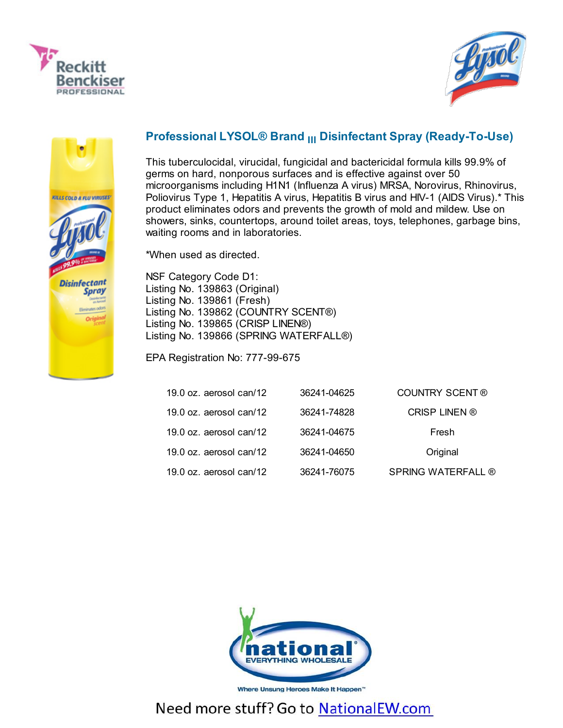## Professional LYSOL® Brand III Disinfectant Spray (Ready-To-Use)

This tuberculocidal, virucidal, fungicidal and bactericidal formula kills 99.9% of germs on hard, nonporous surfaces and is effective against over 50 microorganisms including H1N1 (Influenza A virus) MRSA, Norovirus, Rhinovirus, Poliovirus Type 1, Hepatitis A virus, Hepatitis B virus and HIV-1 (AIDS Virus).* This product eliminates odors and prevents the growth of mold and mildew. Use on showers, sinks, countertops, around toilet areas, toys, telephones, garbage bins, waiting rooms and in laboratories.

*When used as directed.

NSF Category Code D1:
Listing No. 139863 (Original)
Listing No. 139861 (Fresh)
Listing No. 139862 (COUNTRY SCENT®)
Listing No. 139865 (CRISP LINEN®)
Listing No. 139866 (SPRING WATERFALL®)

EPA Registration No: 777-99-675

| | | |
|---|---|---|
| 19.0 oz. aerosol can/12 | 36241-04625 | COUNTRY SCENT ® |
| 19.0 oz. aerosol can/12 | 36241-74828 | CRISP LINEN ® |
| 19.0 oz. aerosol can/12 | 36241-04675 | Fresh |
| 19.0 oz. aerosol can/12 | 36241-04650 | Original |
| 19.0 oz. aerosol can/12 | 36241-76075 | SPRING WATERFALL ® |

Where Unsung Heroes Make It Happen™

Need more stuff? Go to NationalEW.com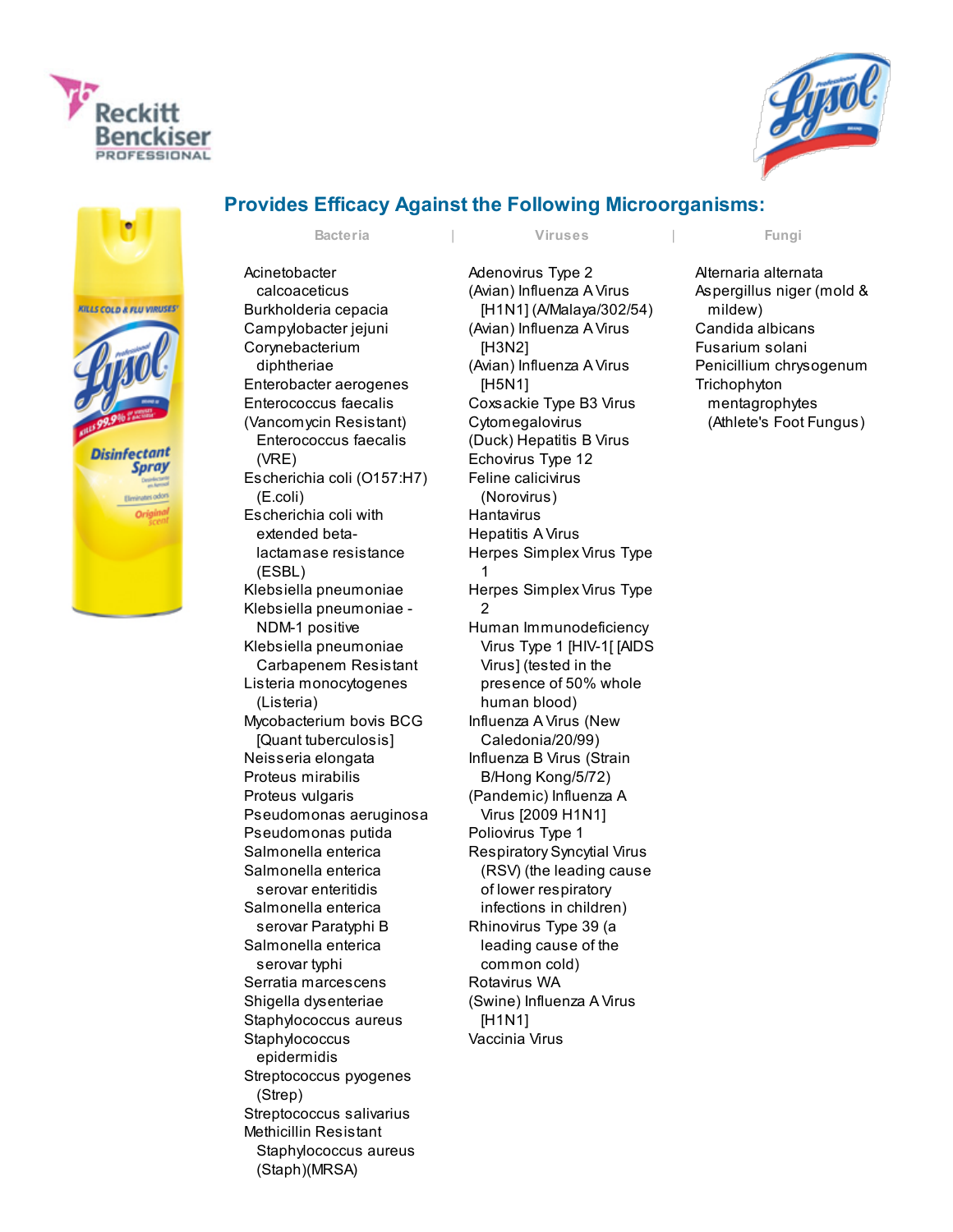## Provides Efficacy Against the Following Microorganisms:

### Bacteria

- Acinetobacter calcoaceticus
- Burkholderia cepacia
- Campylobacter jejuni
- Corynebacterium diphtheriae
- Enterobacter aerogenes
- Enterococcus faecalis
- (Vancomycin Resistant) Enterococcus faecalis (VRE)
- Escherichia coli (O157:H7) (E.coli)
- Escherichia coli with extended beta-lactamase resistance (ESBL)
- Klebsiella pneumoniae
- Klebsiella pneumoniae - NDM-1 positive
- Klebsiella pneumoniae Carbapenem Resistant
- Listeria monocytogenes (Listeria)
- Mycobacterium bovis BCG [Quant tuberculosis]
- Neisseria elongata
- Proteus mirabilis
- Proteus vulgaris
- Pseudomonas aeruginosa
- Pseudomonas putida
- Salmonella enterica
- Salmonella enterica serovar enteritidis
- Salmonella enterica serovar Paratyphi B
- Salmonella enterica serovar typhi
- Serratia marcescens
- Shigella dysenteriae
- Staphylococcus aureus
- Staphylococcus epidermidis
- Streptococcus pyogenes (Strep)
- Streptococcus salivarius
- Methicillin Resistant Staphylococcus aureus (Staph)(MRSA)

### Viruses

- Adenovirus Type 2
- (Avian) Influenza A Virus [H1N1] (A/Malaya/302/54)
- (Avian) Influenza A Virus [H3N2]
- (Avian) Influenza A Virus [H5N1]
- Coxsackie Type B3 Virus
- Cytomegalovirus
- (Duck) Hepatitis B Virus
- Echovirus Type 12
- Feline calicivirus (Norovirus)
- Hantavirus
- Hepatitis A Virus
- Herpes Simplex Virus Type 1
- Herpes Simplex Virus Type 2
- Human Immunodeficiency Virus Type 1 [HIV-1[ [AIDS Virus] (tested in the presence of 50% whole human blood)
- Influenza A Virus (New Caledonia/20/99)
- Influenza B Virus (Strain B/Hong Kong/5/72)
- (Pandemic) Influenza A Virus [2009 H1N1]
- Poliovirus Type 1
- Respiratory Syncytial Virus (RSV) (the leading cause of lower respiratory infections in children)
- Rhinovirus Type 39 (a leading cause of the common cold)
- Rotavirus WA
- (Swine) Influenza A Virus [H1N1]
- Vaccinia Virus

### Fungi

- Alternaria alternata
- Aspergillus niger (mold & mildew)
- Candida albicans
- Fusarium solani
- Penicillium chrysogenum
- Trichophyton mentagrophytes (Athlete's Foot Fungus)